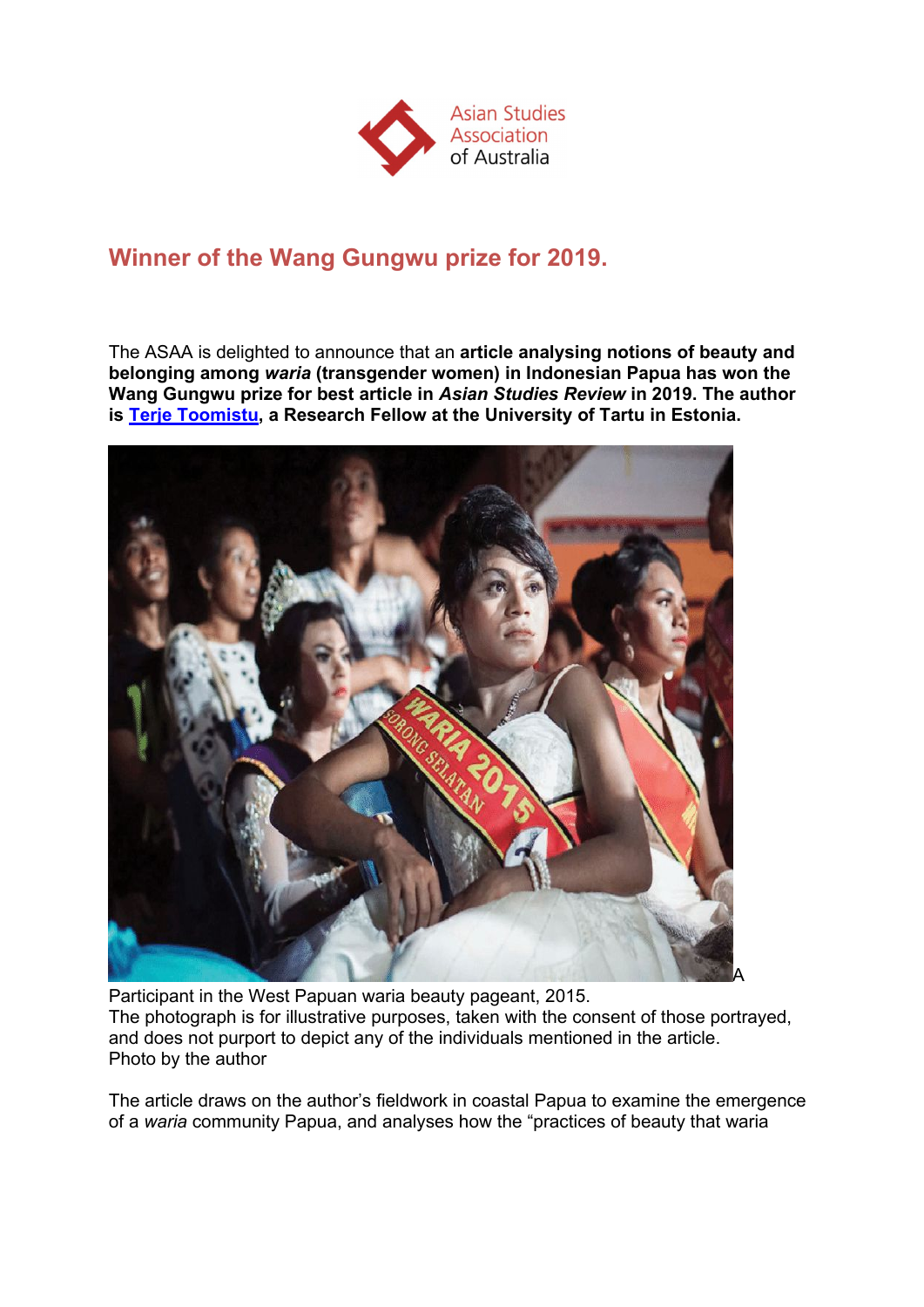Asian Studies Association of Australia

# Winner of the Wang Gungwu prize for 2019.

The ASAA is delighted to announce that an **article analysing notions of beauty and belonging among *waria* (transgender women) in Indonesian Papua has won the Wang Gungwu prize for best article in *Asian Studies Review* in 2019. The author is [Terje Toomistu], a Research Fellow at the University of Tartu in Estonia.**

A Participant in the West Papuan waria beauty pageant, 2015.
The photograph is for illustrative purposes, taken with the consent of those portrayed, and does not purport to depict any of the individuals mentioned in the article.
Photo by the author

The article draws on the author's fieldwork in coastal Papua to examine the emergence of a *waria* community Papua, and analyses how the "practices of beauty that waria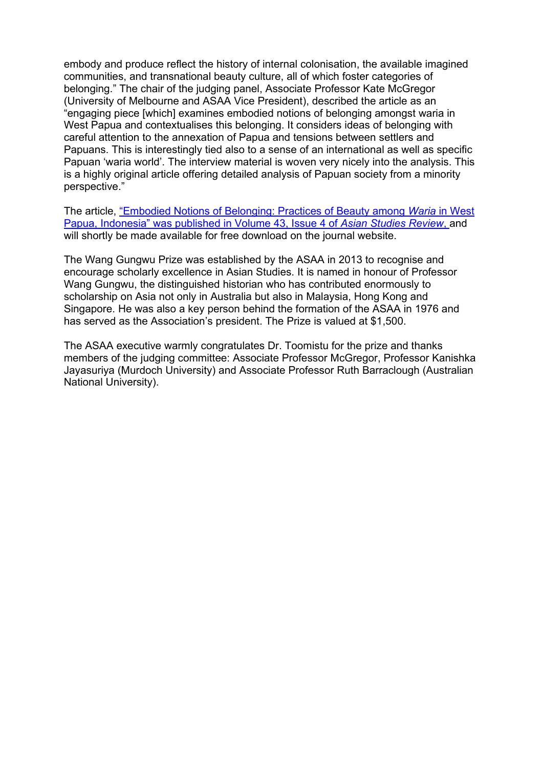embody and produce reflect the history of internal colonisation, the available imagined communities, and transnational beauty culture, all of which foster categories of belonging." The chair of the judging panel, Associate Professor Kate McGregor (University of Melbourne and ASAA Vice President), described the article as an "engaging piece [which] examines embodied notions of belonging amongst waria in West Papua and contextualises this belonging. It considers ideas of belonging with careful attention to the annexation of Papua and tensions between settlers and Papuans. This is interestingly tied also to a sense of an international as well as specific Papuan 'waria world'. The interview material is woven very nicely into the analysis. This is a highly original article offering detailed analysis of Papuan society from a minority perspective."

The article, "Embodied Notions of Belonging: Practices of Beauty among *Waria* in West Papua, Indonesia" was published in Volume 43, Issue 4 of *Asian Studies Review*, and will shortly be made available for free download on the journal website.

The Wang Gungwu Prize was established by the ASAA in 2013 to recognise and encourage scholarly excellence in Asian Studies. It is named in honour of Professor Wang Gungwu, the distinguished historian who has contributed enormously to scholarship on Asia not only in Australia but also in Malaysia, Hong Kong and Singapore. He was also a key person behind the formation of the ASAA in 1976 and has served as the Association's president. The Prize is valued at $1,500.

The ASAA executive warmly congratulates Dr. Toomistu for the prize and thanks members of the judging committee: Associate Professor McGregor, Professor Kanishka Jayasuriya (Murdoch University) and Associate Professor Ruth Barraclough (Australian National University).